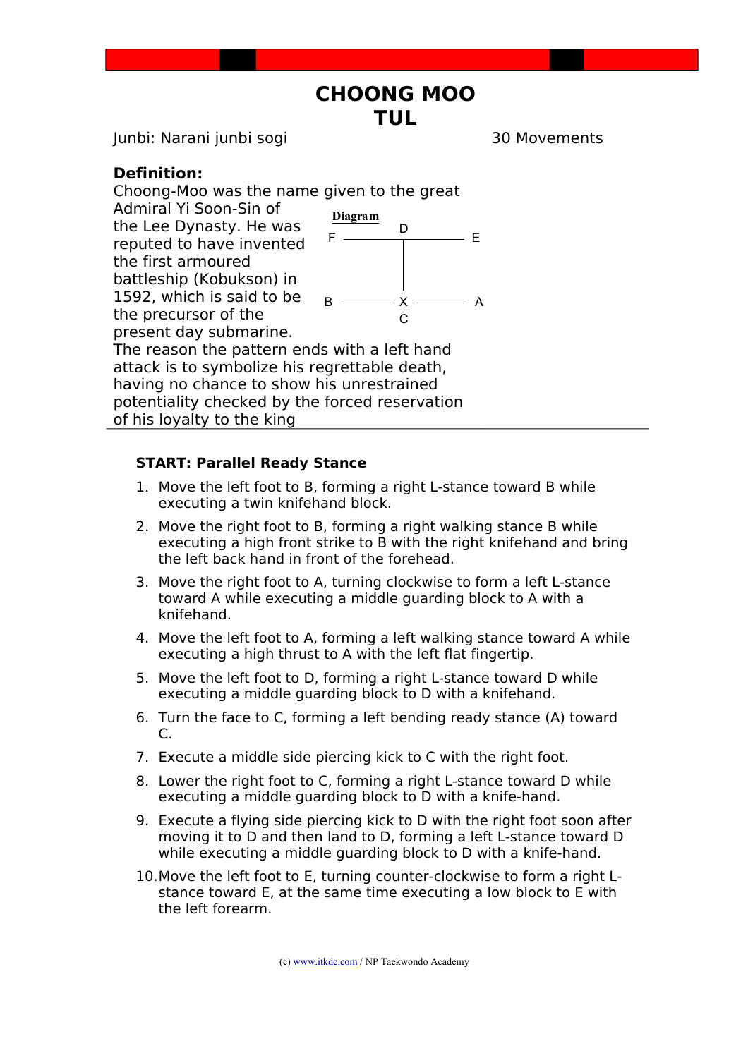# CHOONG MOO TUL

Junbi: Narani junbi sogi

30 Movements

**Definition:**

Choong-Moo was the name given to the great Admiral Yi Soon-Sin of the Lee Dynasty. He was reputed to have invented the first armoured battleship (Kobukson) in 1592, which is said to be the precursor of the present day submarine. The reason the pattern ends with a left hand attack is to symbolize his regrettable death, having no chance to show his unrestrained potentiality checked by the forced reservation of his loyalty to the king

**Diagram**

```
        D
F ------+------ E
        |
        |
        |
B ----- X ----- A
        C
```

---

**START: Parallel Ready Stance**

1. Move the left foot to B, forming a right L-stance toward B while executing a twin knifehand block.
2. Move the right foot to B, forming a right walking stance B while executing a high front strike to B with the right knifehand and bring the left back hand in front of the forehead.
3. Move the right foot to A, turning clockwise to form a left L-stance toward A while executing a middle guarding block to A with a knifehand.
4. Move the left foot to A, forming a left walking stance toward A while executing a high thrust to A with the left flat fingertip.
5. Move the left foot to D, forming a right L-stance toward D while executing a middle guarding block to D with a knifehand.
6. Turn the face to C, forming a left bending ready stance (A) toward C.
7. Execute a middle side piercing kick to C with the right foot.
8. Lower the right foot to C, forming a right L-stance toward D while executing a middle guarding block to D with a knife-hand.
9. Execute a flying side piercing kick to D with the right foot soon after moving it to D and then land to D, forming a left L-stance toward D while executing a middle guarding block to D with a knife-hand.
10. Move the left foot to E, turning counter-clockwise to form a right L-stance toward E, at the same time executing a low block to E with the left forearm.

(c) www.itkdc.com / NP Taekwondo Academy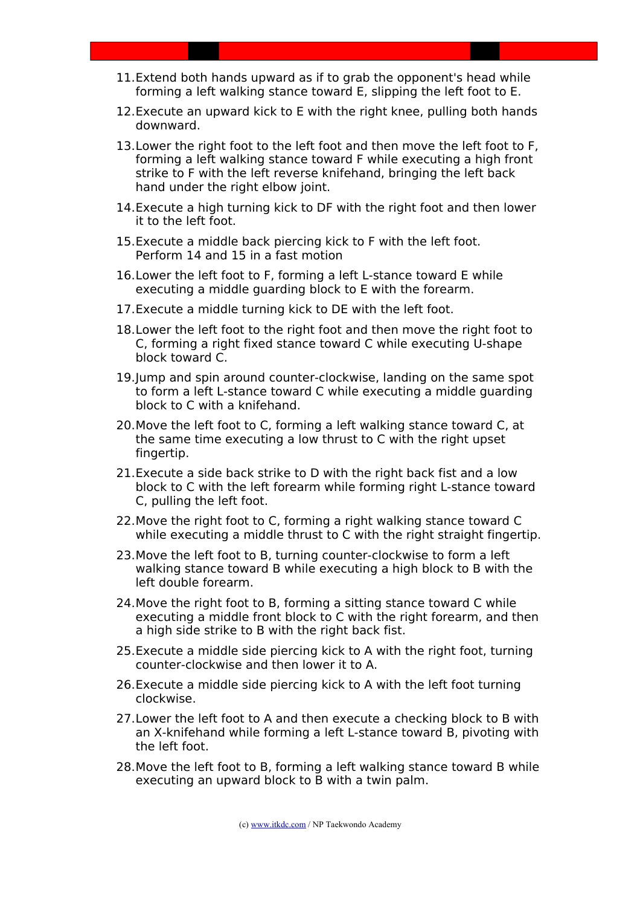11. Extend both hands upward as if to grab the opponent's head while forming a left walking stance toward E, slipping the left foot to E.
12. Execute an upward kick to E with the right knee, pulling both hands downward.
13. Lower the right foot to the left foot and then move the left foot to F, forming a left walking stance toward F while executing a high front strike to F with the left reverse knifehand, bringing the left back hand under the right elbow joint.
14. Execute a high turning kick to DF with the right foot and then lower it to the left foot.
15. Execute a middle back piercing kick to F with the left foot. Perform 14 and 15 in a fast motion
16. Lower the left foot to F, forming a left L-stance toward E while executing a middle guarding block to E with the forearm.
17. Execute a middle turning kick to DE with the left foot.
18. Lower the left foot to the right foot and then move the right foot to C, forming a right fixed stance toward C while executing U-shape block toward C.
19. Jump and spin around counter-clockwise, landing on the same spot to form a left L-stance toward C while executing a middle guarding block to C with a knifehand.
20. Move the left foot to C, forming a left walking stance toward C, at the same time executing a low thrust to C with the right upset fingertip.
21. Execute a side back strike to D with the right back fist and a low block to C with the left forearm while forming right L-stance toward C, pulling the left foot.
22. Move the right foot to C, forming a right walking stance toward C while executing a middle thrust to C with the right straight fingertip.
23. Move the left foot to B, turning counter-clockwise to form a left walking stance toward B while executing a high block to B with the left double forearm.
24. Move the right foot to B, forming a sitting stance toward C while executing a middle front block to C with the right forearm, and then a high side strike to B with the right back fist.
25. Execute a middle side piercing kick to A with the right foot, turning counter-clockwise and then lower it to A.
26. Execute a middle side piercing kick to A with the left foot turning clockwise.
27. Lower the left foot to A and then execute a checking block to B with an X-knifehand while forming a left L-stance toward B, pivoting with the left foot.
28. Move the left foot to B, forming a left walking stance toward B while executing an upward block to B with a twin palm.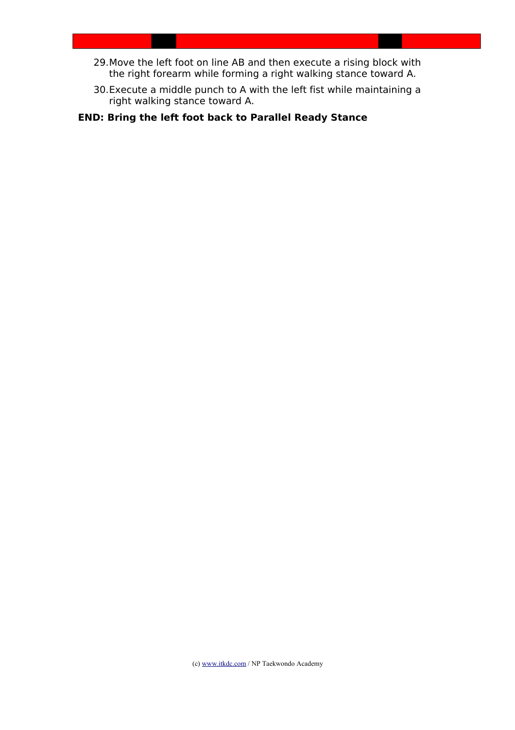29. Move the left foot on line AB and then execute a rising block with the right forearm while forming a right walking stance toward A.

30. Execute a middle punch to A with the left fist while maintaining a right walking stance toward A.

**END: Bring the left foot back to Parallel Ready Stance**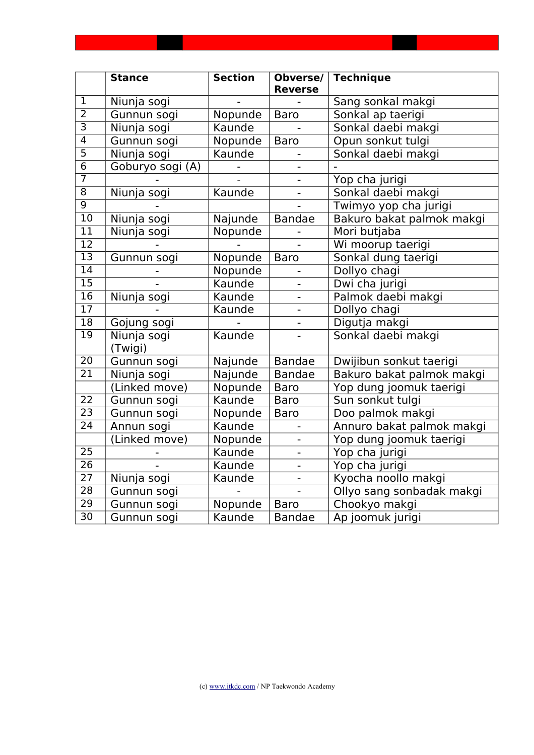| | Stance | Section | Obverse/ Reverse | Technique |
|---|---|---|---|---|
| 1 | Niunja sogi | - | - | Sang sonkal makgi |
| 2 | Gunnun sogi | Nopunde | Baro | Sonkal ap taerigi |
| 3 | Niunja sogi | Kaunde | - | Sonkal daebi makgi |
| 4 | Gunnun sogi | Nopunde | Baro | Opun sonkut tulgi |
| 5 | Niunja sogi | Kaunde | - | Sonkal daebi makgi |
| 6 | Goburyo sogi (A) | - | - | - |
| 7 | - | - | - | Yop cha jurigi |
| 8 | Niunja sogi | Kaunde | - | Sonkal daebi makgi |
| 9 | - | | - | Twimyo yop cha jurigi |
| 10 | Niunja sogi | Najunde | Bandae | Bakuro bakat palmok makgi |
| 11 | Niunja sogi | Nopunde | - | Mori butjaba |
| 12 | - | - | - | Wi moorup taerigi |
| 13 | Gunnun sogi | Nopunde | Baro | Sonkal dung taerigi |
| 14 | - | Nopunde | - | Dollyo chagi |
| 15 | - | Kaunde | - | Dwi cha jurigi |
| 16 | Niunja sogi | Kaunde | - | Palmok daebi makgi |
| 17 | - | Kaunde | - | Dollyo chagi |
| 18 | Gojung sogi | - | - | Digutja makgi |
| 19 | Niunja sogi (Twigi) | Kaunde | - | Sonkal daebi makgi |
| 20 | Gunnun sogi | Najunde | Bandae | Dwijibun sonkut taerigi |
| 21 | Niunja sogi | Najunde | Bandae | Bakuro bakat palmok makgi |
| | (Linked move) | Nopunde | Baro | Yop dung joomuk taerigi |
| 22 | Gunnun sogi | Kaunde | Baro | Sun sonkut tulgi |
| 23 | Gunnun sogi | Nopunde | Baro | Doo palmok makgi |
| 24 | Annun sogi | Kaunde | - | Annuro bakat palmok makgi |
| | (Linked move) | Nopunde | - | Yop dung joomuk taerigi |
| 25 | - | Kaunde | - | Yop cha jurigi |
| 26 | - | Kaunde | - | Yop cha jurigi |
| 27 | Niunja sogi | Kaunde | - | Kyocha noollo makgi |
| 28 | Gunnun sogi | - | - | Ollyo sang sonbadak makgi |
| 29 | Gunnun sogi | Nopunde | Baro | Chookyo makgi |
| 30 | Gunnun sogi | Kaunde | Bandae | Ap joomuk jurigi |

(c) www.itkdc.com / NP Taekwondo Academy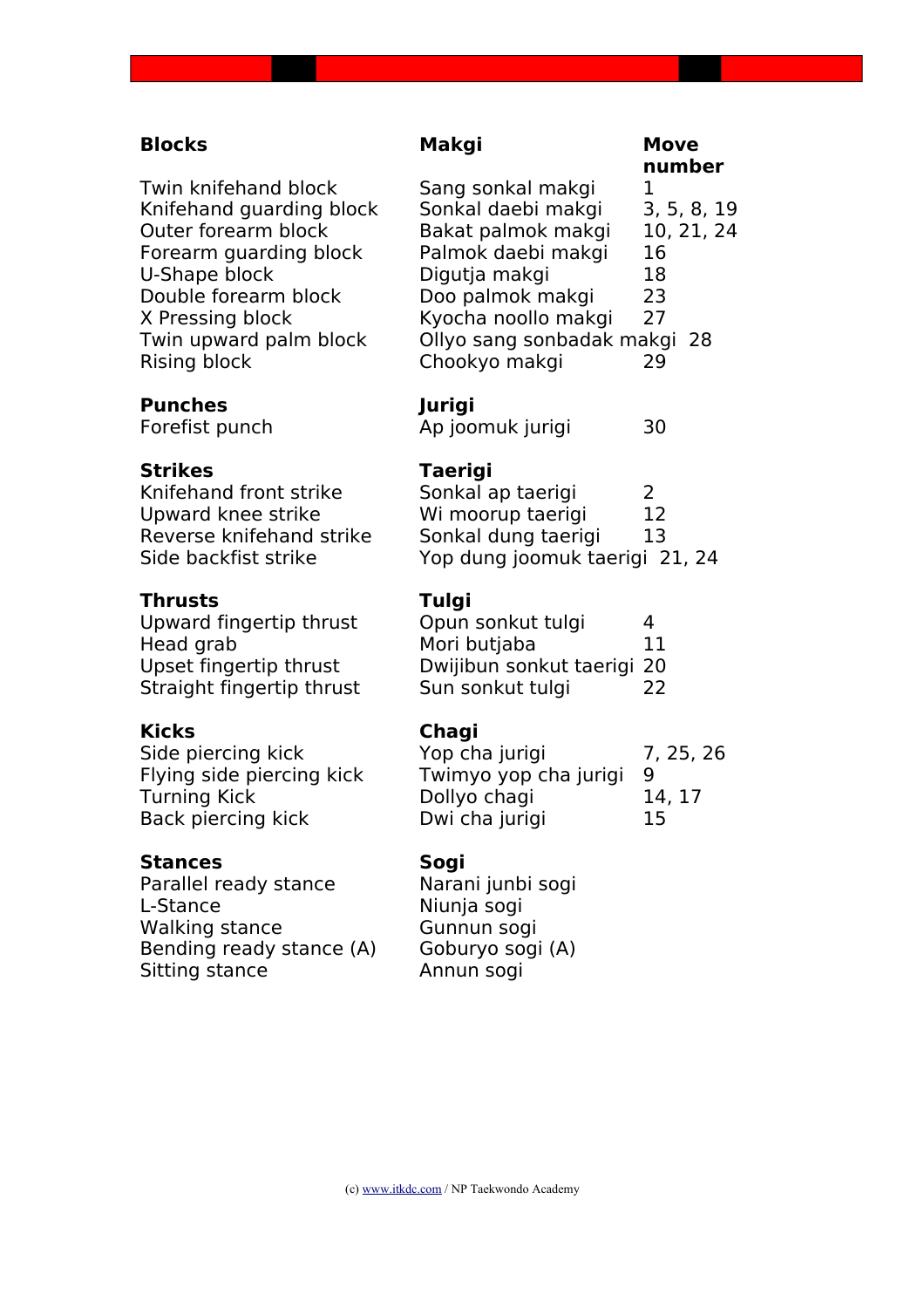| Blocks | Makgi | Move number |
|---|---|---|
| Twin knifehand block | Sang sonkal makgi | 1 |
| Knifehand guarding block | Sonkal daebi makgi | 3, 5, 8, 19 |
| Outer forearm block | Bakat palmok makgi | 10, 21, 24 |
| Forearm guarding block | Palmok daebi makgi | 16 |
| U-Shape block | Digutja makgi | 18 |
| Double forearm block | Doo palmok makgi | 23 |
| X Pressing block | Kyocha noollo makgi | 27 |
| Twin upward palm block | Ollyo sang sonbadak makgi | 28 |
| Rising block | Chookyo makgi | 29 |
| **Punches** | **Jurigi** | |
| Forefist punch | Ap joomuk jurigi | 30 |
| **Strikes** | **Taerigi** | |
| Knifehand front strike | Sonkal ap taerigi | 2 |
| Upward knee strike | Wi moorup taerigi | 12 |
| Reverse knifehand strike | Sonkal dung taerigi | 13 |
| Side backfist strike | Yop dung joomuk taerigi | 21, 24 |
| **Thrusts** | **Tulgi** | |
| Upward fingertip thrust | Opun sonkut tulgi | 4 |
| Head grab | Mori butjaba | 11 |
| Upset fingertip thrust | Dwijibun sonkut taerigi | 20 |
| Straight fingertip thrust | Sun sonkut tulgi | 22 |
| **Kicks** | **Chagi** | |
| Side piercing kick | Yop cha jurigi | 7, 25, 26 |
| Flying side piercing kick | Twimyo yop cha jurigi | 9 |
| Turning Kick | Dollyo chagi | 14, 17 |
| Back piercing kick | Dwi cha jurigi | 15 |
| **Stances** | **Sogi** | |
| Parallel ready stance | Narani junbi sogi | |
| L-Stance | Niunja sogi | |
| Walking stance | Gunnun sogi | |
| Bending ready stance (A) | Goburyo sogi (A) | |
| Sitting stance | Annun sogi | |

(c) www.itkdc.com / NP Taekwondo Academy